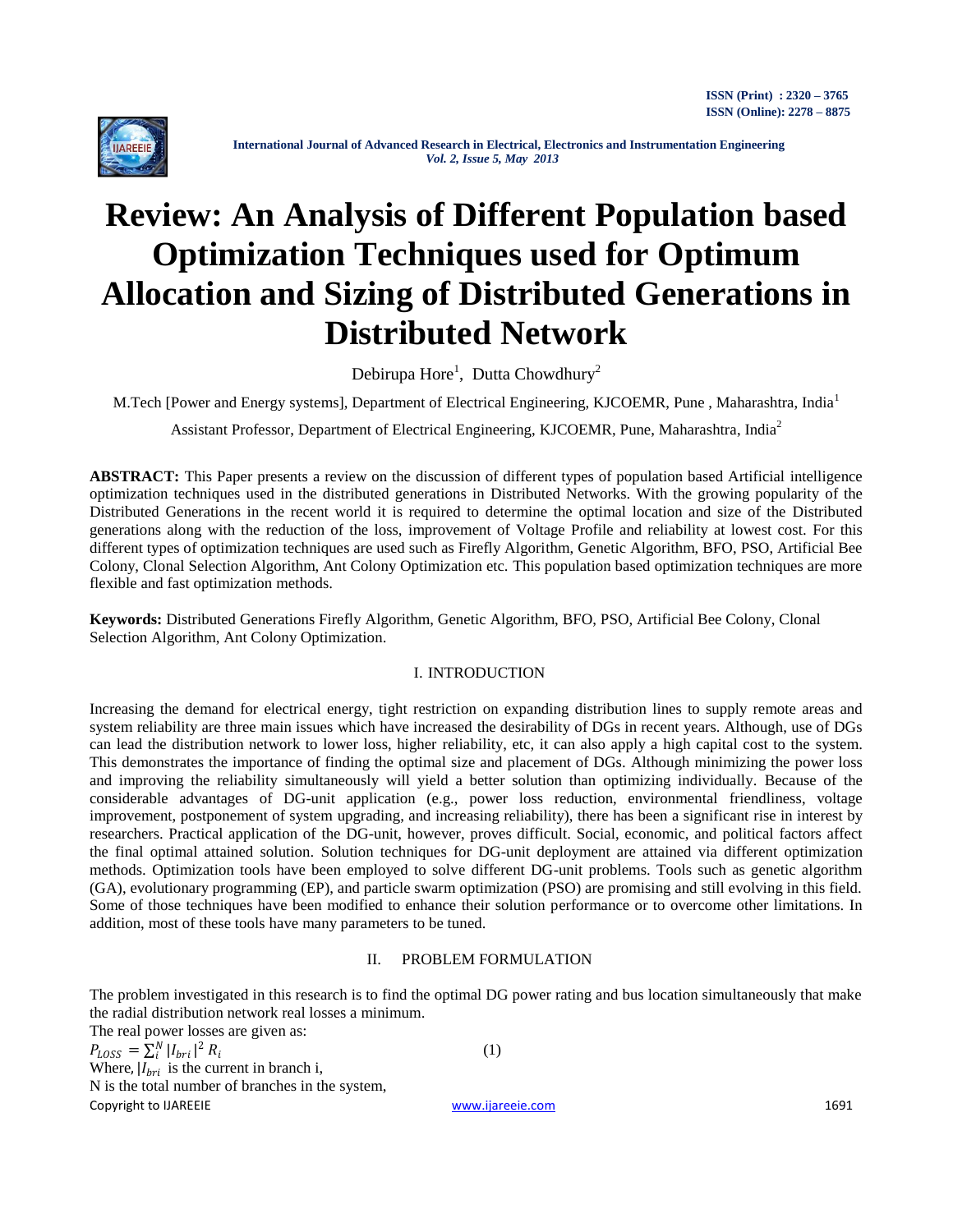# Review: An Analysis of Different Population based Optimization Techniques used for Optimum Allocation and Sizing of Distributed Generations in Distributed Network

Debirupa Hore[1], Dutta Chowdhury[2]

M.Tech [Power and Energy systems], Department of Electrical Engineering, KJCOEMR, Pune , Maharashtra, India[1]

Assistant Professor, Department of Electrical Engineering, KJCOEMR, Pune, Maharashtra, India[2]

**ABSTRACT:** This Paper presents a review on the discussion of different types of population based Artificial intelligence optimization techniques used in the distributed generations in Distributed Networks. With the growing popularity of the Distributed Generations in the recent world it is required to determine the optimal location and size of the Distributed generations along with the reduction of the loss, improvement of Voltage Profile and reliability at lowest cost. For this different types of optimization techniques are used such as Firefly Algorithm, Genetic Algorithm, BFO, PSO, Artificial Bee Colony, Clonal Selection Algorithm, Ant Colony Optimization etc. This population based optimization techniques are more flexible and fast optimization methods.

**Keywords:** Distributed Generations Firefly Algorithm, Genetic Algorithm, BFO, PSO, Artificial Bee Colony, Clonal Selection Algorithm, Ant Colony Optimization.

## I. INTRODUCTION

Increasing the demand for electrical energy, tight restriction on expanding distribution lines to supply remote areas and system reliability are three main issues which have increased the desirability of DGs in recent years. Although, use of DGs can lead the distribution network to lower loss, higher reliability, etc, it can also apply a high capital cost to the system. This demonstrates the importance of finding the optimal size and placement of DGs. Although minimizing the power loss and improving the reliability simultaneously will yield a better solution than optimizing individually. Because of the considerable advantages of DG-unit application (e.g., power loss reduction, environmental friendliness, voltage improvement, postponement of system upgrading, and increasing reliability), there has been a significant rise in interest by researchers. Practical application of the DG-unit, however, proves difficult. Social, economic, and political factors affect the final optimal attained solution. Solution techniques for DG-unit deployment are attained via different optimization methods. Optimization tools have been employed to solve different DG-unit problems. Tools such as genetic algorithm (GA), evolutionary programming (EP), and particle swarm optimization (PSO) are promising and still evolving in this field. Some of those techniques have been modified to enhance their solution performance or to overcome other limitations. In addition, most of these tools have many parameters to be tuned.

## II. PROBLEM FORMULATION

The problem investigated in this research is to find the optimal DG power rating and bus location simultaneously that make the radial distribution network real losses a minimum.

The real power losses are given as:

$$P_{LOSS} = \sum_{i}^{N} |I_{bri}|^2 R_i \qquad (1)$$

Where, $|I_{bri}$ is the current in branch i,

N is the total number of branches in the system,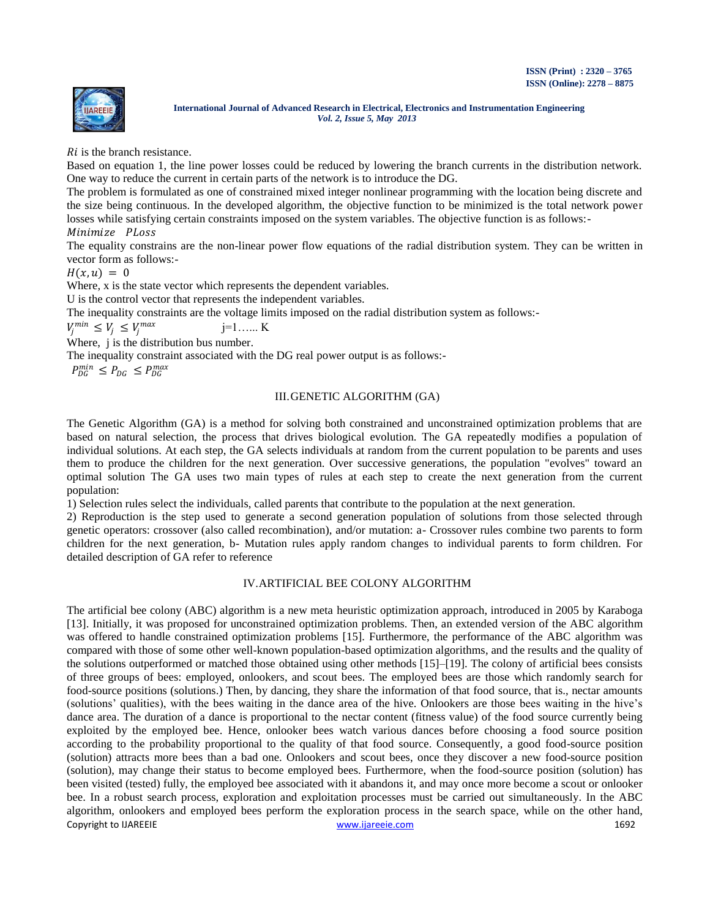$Ri$ is the branch resistance.

Based on equation 1, the line power losses could be reduced by lowering the branch currents in the distribution network. One way to reduce the current in certain parts of the network is to introduce the DG.

The problem is formulated as one of constrained mixed integer nonlinear programming with the location being discrete and the size being continuous. In the developed algorithm, the objective function to be minimized is the total network power losses while satisfying certain constraints imposed on the system variables. The objective function is as follows:-

$Minimize \quad PLoss$

The equality constrains are the non-linear power flow equations of the radial distribution system. They can be written in vector form as follows:-

$H(x, u) = 0$

Where, x is the state vector which represents the dependent variables.

U is the control vector that represents the independent variables.

The inequality constraints are the voltage limits imposed on the radial distribution system as follows:-

$V_j^{min} \leq V_j \leq V_j^{max}$ j=1…... K

Where, j is the distribution bus number.

The inequality constraint associated with the DG real power output is as follows:-

$P_{DG}^{min} \leq P_{DG} \leq P_{DG}^{max}$

## III. GENETIC ALGORITHM (GA)

The Genetic Algorithm (GA) is a method for solving both constrained and unconstrained optimization problems that are based on natural selection, the process that drives biological evolution. The GA repeatedly modifies a population of individual solutions. At each step, the GA selects individuals at random from the current population to be parents and uses them to produce the children for the next generation. Over successive generations, the population "evolves" toward an optimal solution The GA uses two main types of rules at each step to create the next generation from the current population:

1) Selection rules select the individuals, called parents that contribute to the population at the next generation.

2) Reproduction is the step used to generate a second generation population of solutions from those selected through genetic operators: crossover (also called recombination), and/or mutation: a- Crossover rules combine two parents to form children for the next generation, b- Mutation rules apply random changes to individual parents to form children. For detailed description of GA refer to reference

## IV. ARTIFICIAL BEE COLONY ALGORITHM

The artificial bee colony (ABC) algorithm is a new meta heuristic optimization approach, introduced in 2005 by Karaboga [13]. Initially, it was proposed for unconstrained optimization problems. Then, an extended version of the ABC algorithm was offered to handle constrained optimization problems [15]. Furthermore, the performance of the ABC algorithm was compared with those of some other well-known population-based optimization algorithms, and the results and the quality of the solutions outperformed or matched those obtained using other methods [15]–[19]. The colony of artificial bees consists of three groups of bees: employed, onlookers, and scout bees. The employed bees are those which randomly search for food-source positions (solutions.) Then, by dancing, they share the information of that food source, that is., nectar amounts (solutions' qualities), with the bees waiting in the dance area of the hive. Onlookers are those bees waiting in the hive's dance area. The duration of a dance is proportional to the nectar content (fitness value) of the food source currently being exploited by the employed bee. Hence, onlooker bees watch various dances before choosing a food source position according to the probability proportional to the quality of that food source. Consequently, a good food-source position (solution) attracts more bees than a bad one. Onlookers and scout bees, once they discover a new food-source position (solution), may change their status to become employed bees. Furthermore, when the food-source position (solution) has been visited (tested) fully, the employed bee associated with it abandons it, and may once more become a scout or onlooker bee. In a robust search process, exploration and exploitation processes must be carried out simultaneously. In the ABC algorithm, onlookers and employed bees perform the exploration process in the search space, while on the other hand,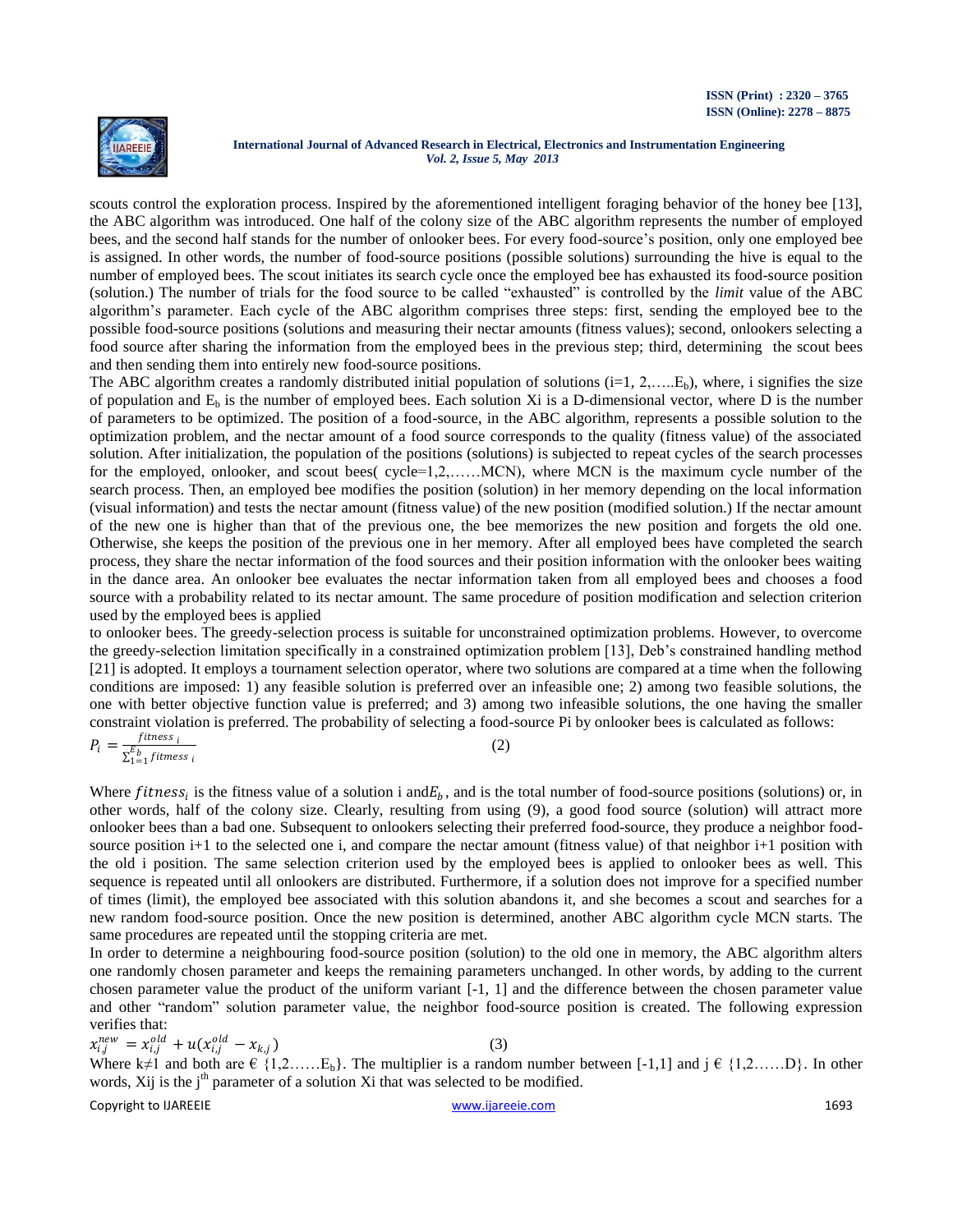scouts control the exploration process. Inspired by the aforementioned intelligent foraging behavior of the honey bee [13], the ABC algorithm was introduced. One half of the colony size of the ABC algorithm represents the number of employed bees, and the second half stands for the number of onlooker bees. For every food-source's position, only one employed bee is assigned. In other words, the number of food-source positions (possible solutions) surrounding the hive is equal to the number of employed bees. The scout initiates its search cycle once the employed bee has exhausted its food-source position (solution.) The number of trials for the food source to be called "exhausted" is controlled by the *limit* value of the ABC algorithm's parameter. Each cycle of the ABC algorithm comprises three steps: first, sending the employed bee to the possible food-source positions (solutions and measuring their nectar amounts (fitness values); second, onlookers selecting a food source after sharing the information from the employed bees in the previous step; third, determining the scout bees and then sending them into entirely new food-source positions.

The ABC algorithm creates a randomly distributed initial population of solutions (i=1, 2,…..$E_b$), where, i signifies the size of population and $E_b$ is the number of employed bees. Each solution Xi is a D-dimensional vector, where D is the number of parameters to be optimized. The position of a food-source, in the ABC algorithm, represents a possible solution to the optimization problem, and the nectar amount of a food source corresponds to the quality (fitness value) of the associated solution. After initialization, the population of the positions (solutions) is subjected to repeat cycles of the search processes for the employed, onlooker, and scout bees( cycle=1,2,……MCN), where MCN is the maximum cycle number of the search process. Then, an employed bee modifies the position (solution) in her memory depending on the local information (visual information) and tests the nectar amount (fitness value) of the new position (modified solution.) If the nectar amount of the new one is higher than that of the previous one, the bee memorizes the new position and forgets the old one. Otherwise, she keeps the position of the previous one in her memory. After all employed bees have completed the search process, they share the nectar information of the food sources and their position information with the onlooker bees waiting in the dance area. An onlooker bee evaluates the nectar information taken from all employed bees and chooses a food source with a probability related to its nectar amount. The same procedure of position modification and selection criterion used by the employed bees is applied

to onlooker bees. The greedy-selection process is suitable for unconstrained optimization problems. However, to overcome the greedy-selection limitation specifically in a constrained optimization problem [13], Deb's constrained handling method [21] is adopted. It employs a tournament selection operator, where two solutions are compared at a time when the following conditions are imposed: 1) any feasible solution is preferred over an infeasible one; 2) among two feasible solutions, the one with better objective function value is preferred; and 3) among two infeasible solutions, the one having the smaller constraint violation is preferred. The probability of selecting a food-source Pi by onlooker bees is calculated as follows:

$$P_i = \frac{fitness_i}{\sum_{1=1}^{E_b} fitness_i} \qquad (2)$$

Where $fitness_i$ is the fitness value of a solution i and$E_b$, and is the total number of food-source positions (solutions) or, in other words, half of the colony size. Clearly, resulting from using (9), a good food source (solution) will attract more onlooker bees than a bad one. Subsequent to onlookers selecting their preferred food-source, they produce a neighbor food-source position i+1 to the selected one i, and compare the nectar amount (fitness value) of that neighbor i+1 position with the old i position. The same selection criterion used by the employed bees is applied to onlooker bees as well. This sequence is repeated until all onlookers are distributed. Furthermore, if a solution does not improve for a specified number of times (limit), the employed bee associated with this solution abandons it, and she becomes a scout and searches for a new random food-source position. Once the new position is determined, another ABC algorithm cycle MCN starts. The same procedures are repeated until the stopping criteria are met.

In order to determine a neighbouring food-source position (solution) to the old one in memory, the ABC algorithm alters one randomly chosen parameter and keeps the remaining parameters unchanged. In other words, by adding to the current chosen parameter value the product of the uniform variant [-1, 1] and the difference between the chosen parameter value and other "random" solution parameter value, the neighbor food-source position is created. The following expression verifies that:

$$x_{i,j}^{new} = x_{i,j}^{old} + u(x_{i,j}^{old} - x_{k,j}) \qquad (3)$$

Where k≠1 and both are € {1,2……$E_b$}. The multiplier is a random number between [-1,1] and j € {1,2……D}. In other words, Xij is the $j^{th}$ parameter of a solution Xi that was selected to be modified.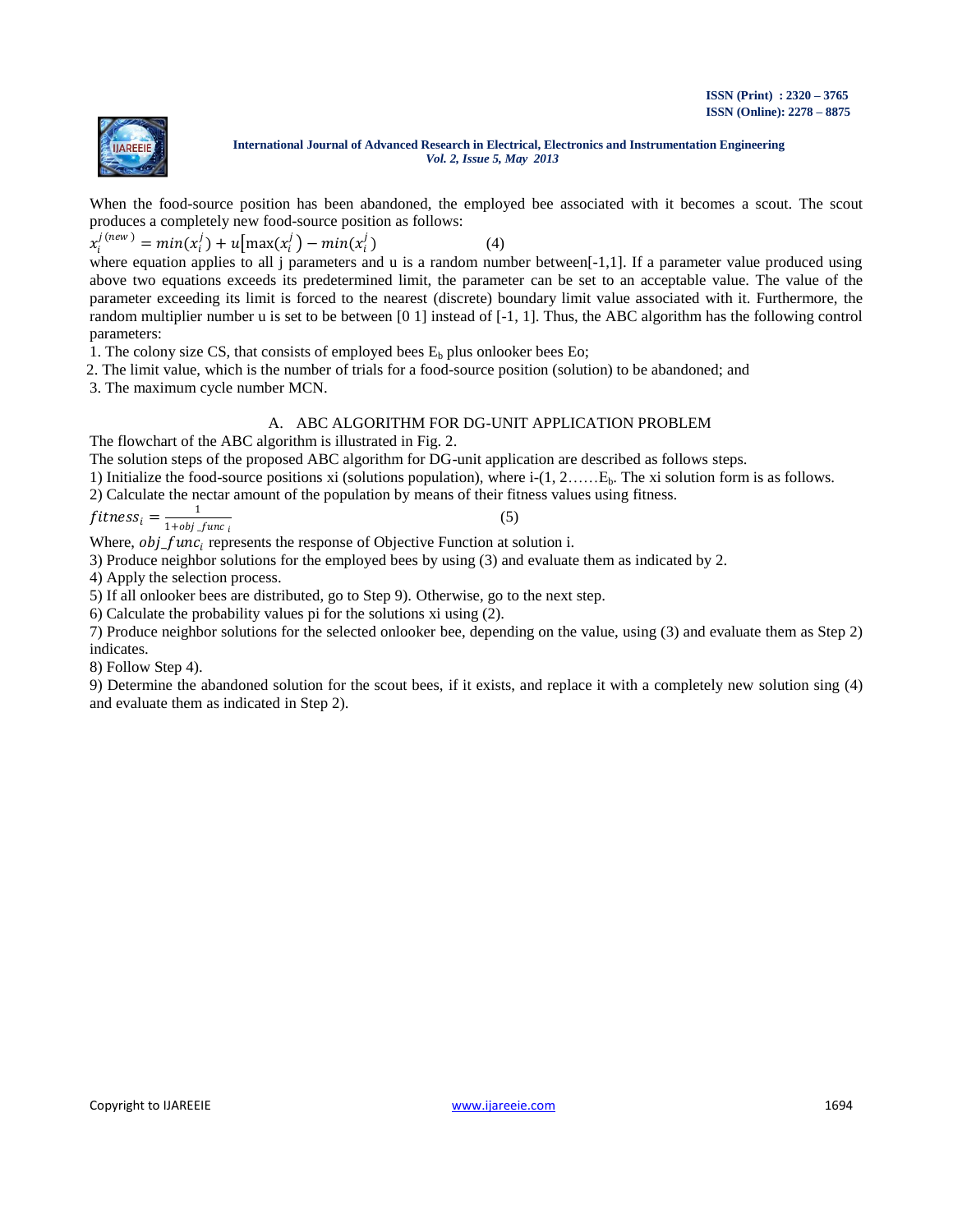When the food-source position has been abandoned, the employed bee associated with it becomes a scout. The scout produces a completely new food-source position as follows:

$$x_i^{j\,(new)} = min(x_i^j) + u\big[\max(x_i^j) - min(x_i^j)\big] \qquad (4)$$

where equation applies to all j parameters and u is a random number between[-1,1]. If a parameter value produced using above two equations exceeds its predetermined limit, the parameter can be set to an acceptable value. The value of the parameter exceeding its limit is forced to the nearest (discrete) boundary limit value associated with it. Furthermore, the random multiplier number u is set to be between [0 1] instead of [-1, 1]. Thus, the ABC algorithm has the following control parameters:

1. The colony size CS, that consists of employed bees $E_b$ plus onlooker bees Eo;
2. The limit value, which is the number of trials for a food-source position (solution) to be abandoned; and
3. The maximum cycle number MCN.

## A. ABC ALGORITHM FOR DG-UNIT APPLICATION PROBLEM

The flowchart of the ABC algorithm is illustrated in Fig. 2.

The solution steps of the proposed ABC algorithm for DG-unit application are described as follows steps.

1) Initialize the food-source positions xi (solutions population), where i-(1, 2……$E_b$. The xi solution form is as follows.

2) Calculate the nectar amount of the population by means of their fitness values using fitness.

$$fitness_i = \frac{1}{1+obj\_func_i} \qquad (5)$$

Where, $obj\_func_i$ represents the response of Objective Function at solution i.

3) Produce neighbor solutions for the employed bees by using (3) and evaluate them as indicated by 2.

4) Apply the selection process.

5) If all onlooker bees are distributed, go to Step 9). Otherwise, go to the next step.

6) Calculate the probability values pi for the solutions xi using (2).

7) Produce neighbor solutions for the selected onlooker bee, depending on the value, using (3) and evaluate them as Step 2) indicates.

8) Follow Step 4).

9) Determine the abandoned solution for the scout bees, if it exists, and replace it with a completely new solution sing (4) and evaluate them as indicated in Step 2).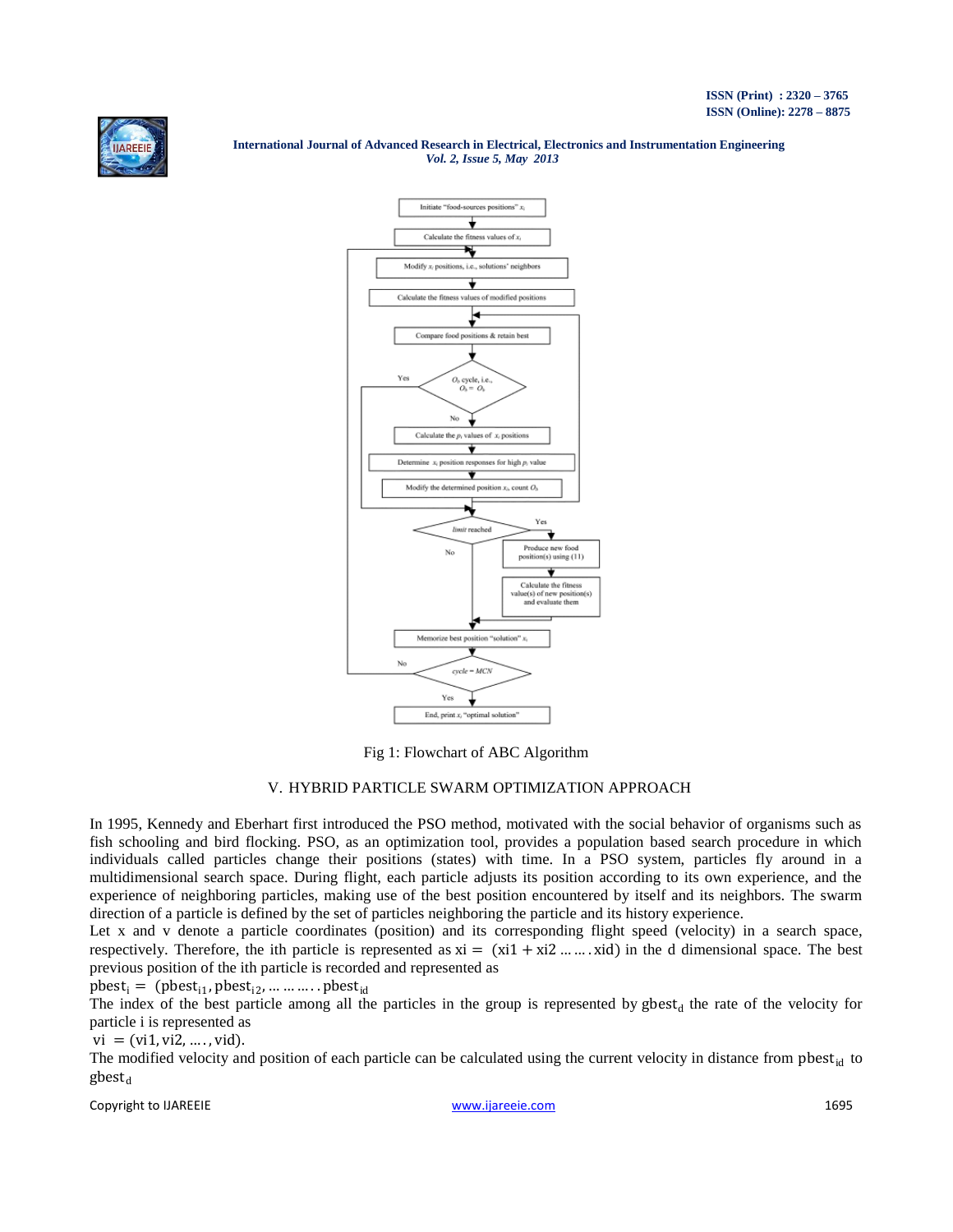Fig 1: Flowchart of ABC Algorithm

## V. HYBRID PARTICLE SWARM OPTIMIZATION APPROACH

In 1995, Kennedy and Eberhart first introduced the PSO method, motivated with the social behavior of organisms such as fish schooling and bird flocking. PSO, as an optimization tool, provides a population based search procedure in which individuals called particles change their positions (states) with time. In a PSO system, particles fly around in a multidimensional search space. During flight, each particle adjusts its position according to its own experience, and the experience of neighboring particles, making use of the best position encountered by itself and its neighbors. The swarm direction of a particle is defined by the set of particles neighboring the particle and its history experience.

Let x and v denote a particle coordinates (position) and its corresponding flight speed (velocity) in a search space, respectively. Therefore, the ith particle is represented as $xi = (xi1 + xi2 \ldots\ldots xid)$ in the d dimensional space. The best previous position of the ith particle is recorded and represented as

$pbest_i = (pbest_{i1}, pbest_{i2}, \ldots\ldots\ldots pbest_{id}$

The index of the best particle among all the particles in the group is represented by $gbest_d$ the rate of the velocity for particle i is represented as

$vi = (vi1, vi2, \ldots, vid)$.

The modified velocity and position of each particle can be calculated using the current velocity in distance from $pbest_{id}$ to $gbest_d$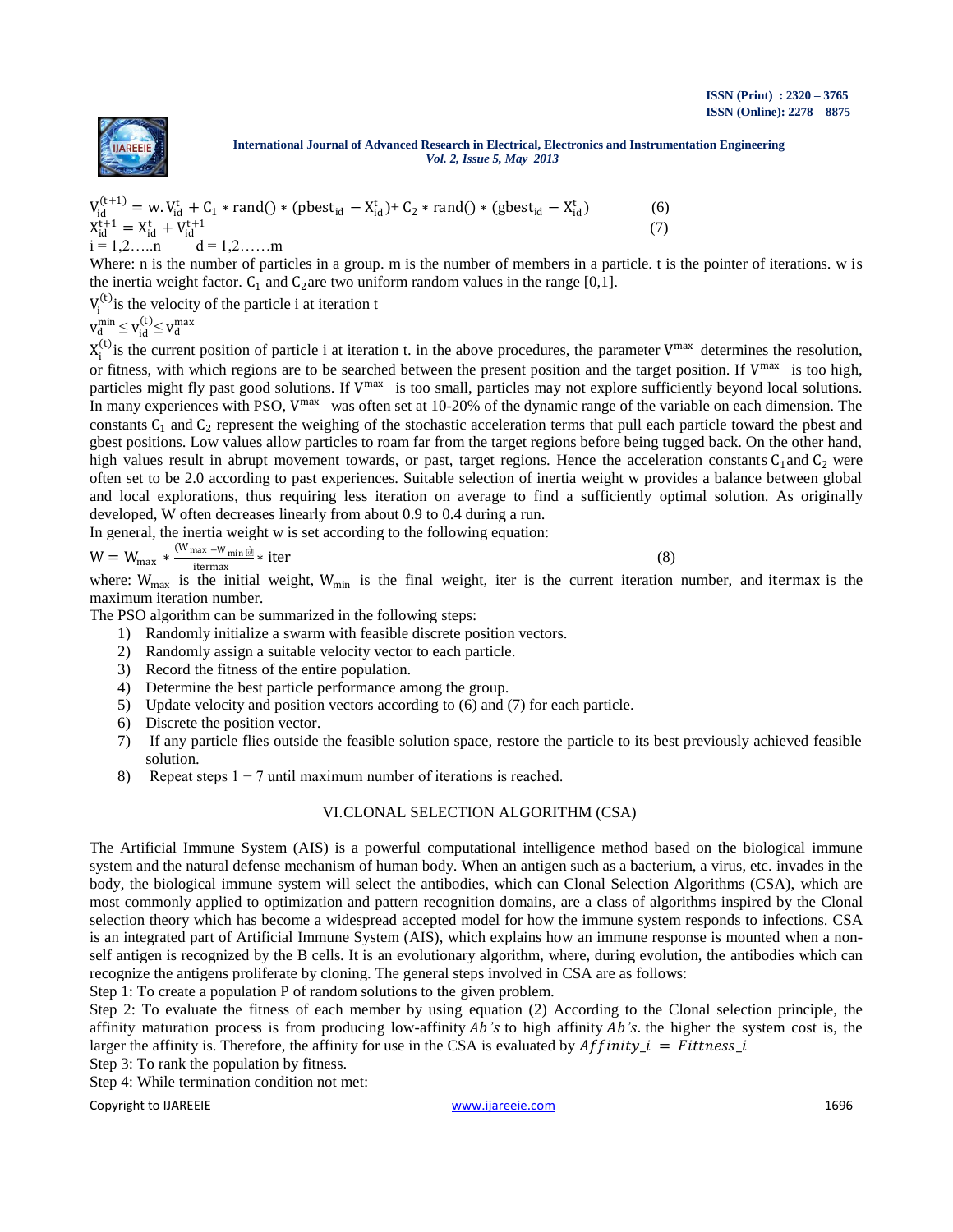$$V_{id}^{(t+1)} = w.V_{id}^{t} + C_1 * rand() * (pbest_{id} - X_{id}^{t}) + C_2 * rand() * (gbest_{id} - X_{id}^{t}) \quad (6)$$

$$X_{id}^{t+1} = X_{id}^{t} + V_{id}^{t+1} \quad (7)$$

$i = 1,2.....n \qquad d = 1,2......m$

Where: n is the number of particles in a group. m is the number of members in a particle. t is the pointer of iterations. w is the inertia weight factor. $C_1$ and $C_2$ are two uniform random values in the range [0,1].

$V_i^{(t)}$ is the velocity of the particle i at iteration t

$v_d^{min} \leq v_{id}^{(t)} \leq v_d^{max}$

$X_i^{(t)}$ is the current position of particle i at iteration t. in the above procedures, the parameter $V^{max}$ determines the resolution, or fitness, with which regions are to be searched between the present position and the target position. If $V^{max}$ is too high, particles might fly past good solutions. If $V^{max}$ is too small, particles may not explore sufficiently beyond local solutions. In many experiences with PSO, $V^{max}$ was often set at 10-20% of the dynamic range of the variable on each dimension. The constants $C_1$ and $C_2$ represent the weighing of the stochastic acceleration terms that pull each particle toward the pbest and gbest positions. Low values allow particles to roam far from the target regions before being tugged back. On the other hand, high values result in abrupt movement towards, or past, target regions. Hence the acceleration constants $C_1$ and $C_2$ were often set to be 2.0 according to past experiences. Suitable selection of inertia weight w provides a balance between global and local explorations, thus requiring less iteration on average to find a sufficiently optimal solution. As originally developed, W often decreases linearly from about 0.9 to 0.4 during a run.

In general, the inertia weight w is set according to the following equation:

$$W = W_{max} * \frac{(W_{max} - W_{min})}{itermax} * iter \quad (8)$$

where: $W_{max}$ is the initial weight, $W_{min}$ is the final weight, iter is the current iteration number, and itermax is the maximum iteration number.

The PSO algorithm can be summarized in the following steps:

1) Randomly initialize a swarm with feasible discrete position vectors.
2) Randomly assign a suitable velocity vector to each particle.
3) Record the fitness of the entire population.
4) Determine the best particle performance among the group.
5) Update velocity and position vectors according to (6) and (7) for each particle.
6) Discrete the position vector.
7) If any particle flies outside the feasible solution space, restore the particle to its best previously achieved feasible solution.
8) Repeat steps 1 − 7 until maximum number of iterations is reached.

## VI. CLONAL SELECTION ALGORITHM (CSA)

The Artificial Immune System (AIS) is a powerful computational intelligence method based on the biological immune system and the natural defense mechanism of human body. When an antigen such as a bacterium, a virus, etc. invades in the body, the biological immune system will select the antibodies, which can Clonal Selection Algorithms (CSA), which are most commonly applied to optimization and pattern recognition domains, are a class of algorithms inspired by the Clonal selection theory which has become a widespread accepted model for how the immune system responds to infections. CSA is an integrated part of Artificial Immune System (AIS), which explains how an immune response is mounted when a non-self antigen is recognized by the B cells. It is an evolutionary algorithm, where, during evolution, the antibodies which can recognize the antigens proliferate by cloning. The general steps involved in CSA are as follows:

Step 1: To create a population P of random solutions to the given problem.

Step 2: To evaluate the fitness of each member by using equation (2) According to the Clonal selection principle, the affinity maturation process is from producing low-affinity *Ab's* to high affinity *Ab's*. the higher the system cost is, the larger the affinity is. Therefore, the affinity for use in the CSA is evaluated by $Affinity\_i = Fittness\_i$

Step 3: To rank the population by fitness.

Step 4: While termination condition not met: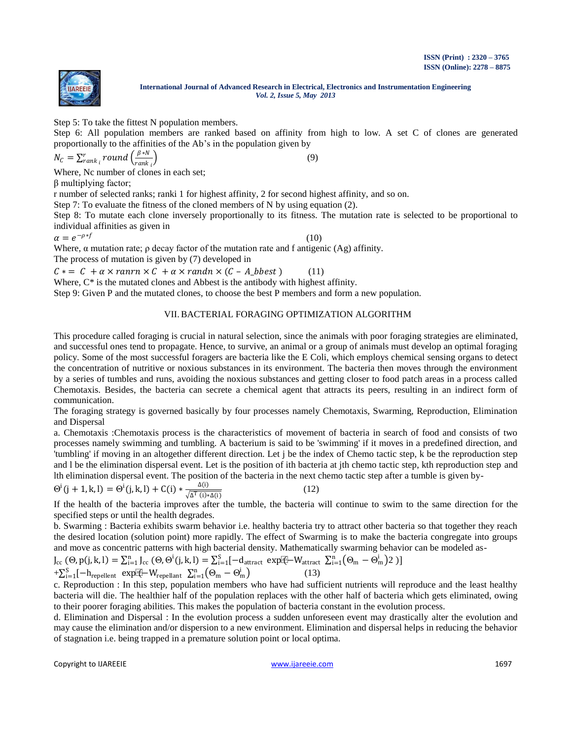Step 5: To take the fittest N population members.

Step 6: All population members are ranked based on affinity from high to low. A set C of clones are generated proportionally to the affinities of the Ab's in the population given by

$$N_C = \sum_{rank_i}^{r} round\left(\frac{\beta * N}{rank_i}\right) \quad (9)$$

Where, Nc number of clones in each set;

β multiplying factor;

r number of selected ranks; ranki 1 for highest affinity, 2 for second highest affinity, and so on.

Step 7: To evaluate the fitness of the cloned members of N by using equation (2).

Step 8: To mutate each clone inversely proportionally to its fitness. The mutation rate is selected to be proportional to individual affinities as given in

$$\alpha = e^{-\rho * f} \quad (10)$$

Where, α mutation rate; ρ decay factor of the mutation rate and f antigenic (Ag) affinity.

The process of mutation is given by (7) developed in

$$C* = C + \alpha \times ranrn \times C + \alpha \times randn \times (C - A\_bbest) \quad (11)$$

Where, C* is the mutated clones and Abbest is the antibody with highest affinity.

Step 9: Given P and the mutated clones, to choose the best P members and form a new population.

## VII. BACTERIAL FORAGING OPTIMIZATION ALGORITHM

This procedure called foraging is crucial in natural selection, since the animals with poor foraging strategies are eliminated, and successful ones tend to propagate. Hence, to survive, an animal or a group of animals must develop an optimal foraging policy. Some of the most successful foragers are bacteria like the E Coli, which employs chemical sensing organs to detect the concentration of nutritive or noxious substances in its environment. The bacteria then moves through the environment by a series of tumbles and runs, avoiding the noxious substances and getting closer to food patch areas in a process called Chemotaxis. Besides, the bacteria can secrete a chemical agent that attracts its peers, resulting in an indirect form of communication.

The foraging strategy is governed basically by four processes namely Chemotaxis, Swarming, Reproduction, Elimination and Dispersal

a. Chemotaxis :Chemotaxis process is the characteristics of movement of bacteria in search of food and consists of two processes namely swimming and tumbling. A bacterium is said to be 'swimming' if it moves in a predefined direction, and 'tumbling' if moving in an altogether different direction. Let j be the index of Chemo tactic step, k be the reproduction step and l be the elimination dispersal event. Let is the position of ith bacteria at jth chemo tactic step, kth reproduction step and lth elimination dispersal event. The position of the bacteria in the next chemo tactic step after a tumble is given by-

$$\Theta^i(j+1,k,l) = \Theta^i(j,k,l) + C(i) * \frac{\Delta(i)}{\sqrt{\Delta^T(i) * \Delta(i)}} \quad (12)$$

If the health of the bacteria improves after the tumble, the bacteria will continue to swim to the same direction for the specified steps or until the health degrades.

b. Swarming : Bacteria exhibits swarm behavior i.e. healthy bacteria try to attract other bacteria so that together they reach the desired location (solution point) more rapidly. The effect of Swarming is to make the bacteria congregate into groups and move as concentric patterns with high bacterial density. Mathematically swarming behavior can be modeled as-

$$J_{cc}(\Theta, p(j,k,l) = \sum_{i=1}^{n} J_{cc}(\Theta, \Theta^i(j,k,l) = \sum_{i=1}^{S}[-d_{attract} \exp(-W_{attract} \sum_{i=1}^{n}(\Theta_m - \Theta_m^i)2)]$$
$$+\sum_{i=1}^{S}[-h_{repellent} \exp(-W_{repellant} \sum_{i=1}^{n}(\Theta_m - \Theta_m^i) \quad (13)$$

c. Reproduction : In this step, population members who have had sufficient nutrients will reproduce and the least healthy bacteria will die. The healthier half of the population replaces with the other half of bacteria which gets eliminated, owing to their poorer foraging abilities. This makes the population of bacteria constant in the evolution process.

d. Elimination and Dispersal : In the evolution process a sudden unforeseen event may drastically alter the evolution and may cause the elimination and/or dispersion to a new environment. Elimination and dispersal helps in reducing the behavior of stagnation i.e. being trapped in a premature solution point or local optima.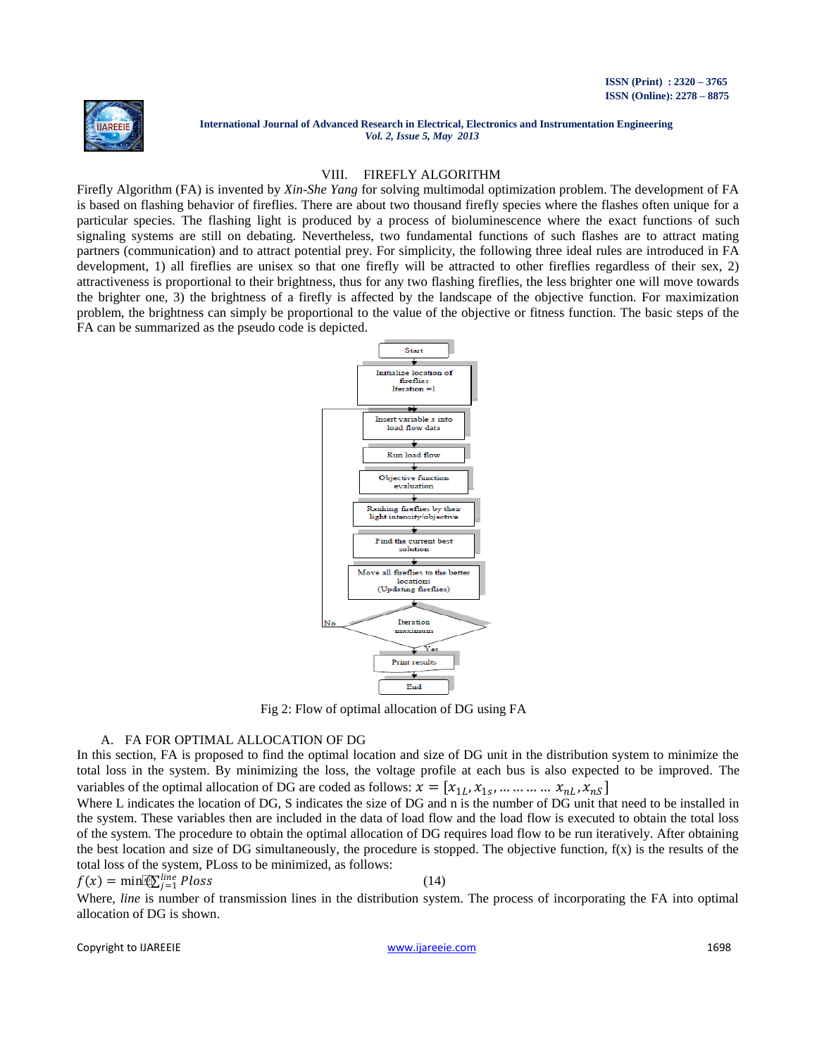## VIII. FIREFLY ALGORITHM

Firefly Algorithm (FA) is invented by *Xin-She Yang* for solving multimodal optimization problem. The development of FA is based on flashing behavior of fireflies. There are about two thousand firefly species where the flashes often unique for a particular species. The flashing light is produced by a process of bioluminescence where the exact functions of such signaling systems are still on debating. Nevertheless, two fundamental functions of such flashes are to attract mating partners (communication) and to attract potential prey. For simplicity, the following three ideal rules are introduced in FA development, 1) all fireflies are unisex so that one firefly will be attracted to other fireflies regardless of their sex, 2) attractiveness is proportional to their brightness, thus for any two flashing fireflies, the less brighter one will move towards the brighter one, 3) the brightness of a firefly is affected by the landscape of the objective function. For maximization problem, the brightness can simply be proportional to the value of the objective or fitness function. The basic steps of the FA can be summarized as the pseudo code is depicted.

Start → Initialize location of fireflies, Iteration =1 → Insert variable x into load flow data → Run load flow → Objective function evaluation → Ranking fireflies by their light intensity/objective → Find the current best solution → Move all fireflies to the better locations (Updating fireflies) → Iteration maximum? (No: return to "Insert variable x into load flow data"; Yes: continue) → Print results → End

Fig 2: Flow of optimal allocation of DG using FA

### A. FA FOR OPTIMAL ALLOCATION OF DG

In this section, FA is proposed to find the optimal location and size of DG unit in the distribution system to minimize the total loss in the system. By minimizing the loss, the voltage profile at each bus is also expected to be improved. The variables of the optimal allocation of DG are coded as follows: $x = [x_{1L}, x_{1S}, \dots\dots\dots\dots x_{nL}, x_{nS}]$

Where L indicates the location of DG, S indicates the size of DG and n is the number of DG unit that need to be installed in the system. These variables then are included in the data of load flow and the load flow is executed to obtain the total loss of the system. The procedure to obtain the optimal allocation of DG requires load flow to be run iteratively. After obtaining the best location and size of DG simultaneously, the procedure is stopped. The objective function, f(x) is the results of the total loss of the system, PLoss to be minimized, as follows:

$$f(x) = \min(\sum_{j=1}^{line} Ploss \qquad (14)$$

Where, *line* is number of transmission lines in the distribution system. The process of incorporating the FA into optimal allocation of DG is shown.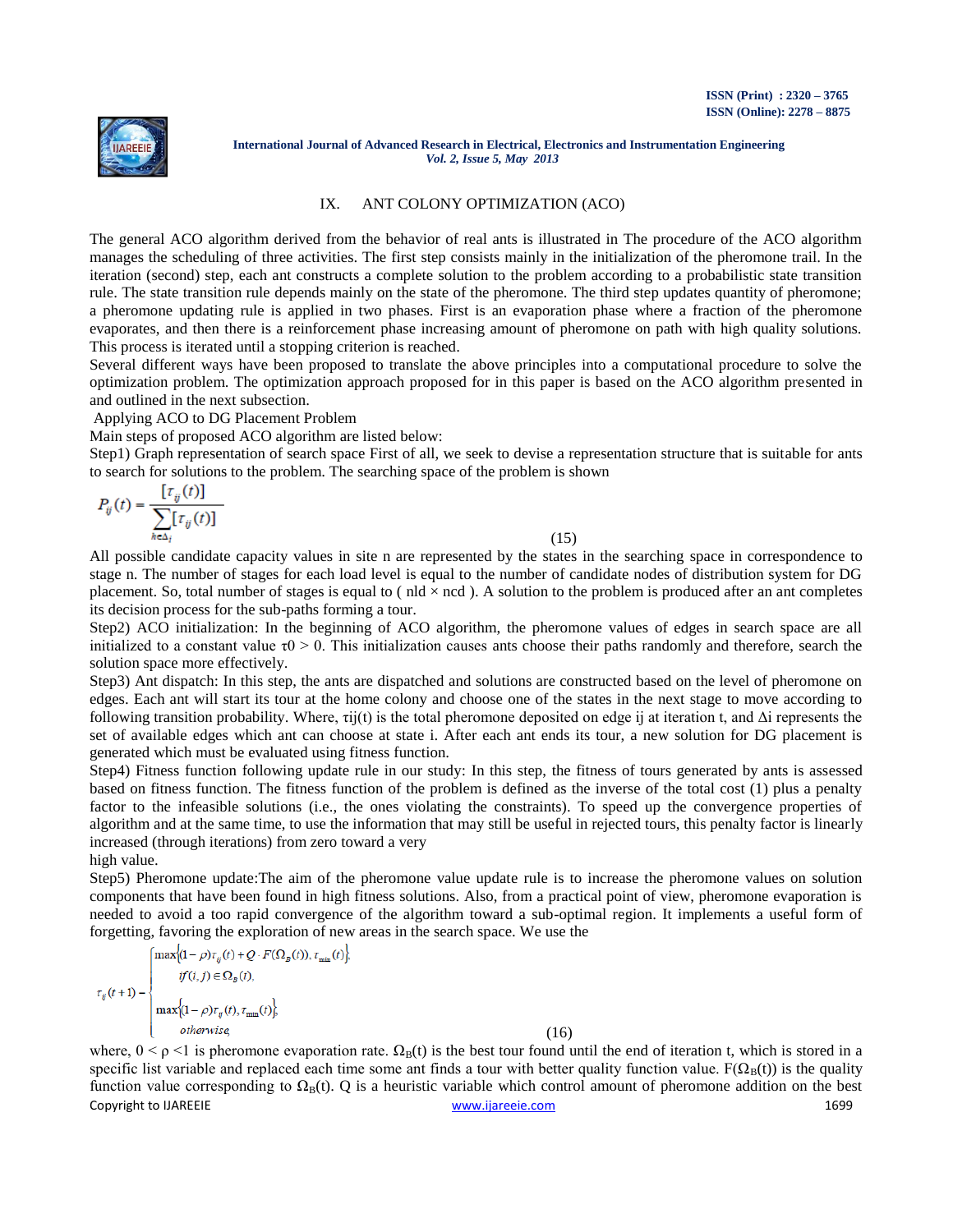## IX. ANT COLONY OPTIMIZATION (ACO)

The general ACO algorithm derived from the behavior of real ants is illustrated in The procedure of the ACO algorithm manages the scheduling of three activities. The first step consists mainly in the initialization of the pheromone trail. In the iteration (second) step, each ant constructs a complete solution to the problem according to a probabilistic state transition rule. The state transition rule depends mainly on the state of the pheromone. The third step updates quantity of pheromone; a pheromone updating rule is applied in two phases. First is an evaporation phase where a fraction of the pheromone evaporates, and then there is a reinforcement phase increasing amount of pheromone on path with high quality solutions. This process is iterated until a stopping criterion is reached.

Several different ways have been proposed to translate the above principles into a computational procedure to solve the optimization problem. The optimization approach proposed for in this paper is based on the ACO algorithm presented in and outlined in the next subsection.

Applying ACO to DG Placement Problem

Main steps of proposed ACO algorithm are listed below:

Step1) Graph representation of search space First of all, we seek to devise a representation structure that is suitable for ants to search for solutions to the problem. The searching space of the problem is shown

$$P_{ij}(t) = \frac{[\tau_{ij}(t)]}{\sum_{h \in \Delta_i} [\tau_{ij}(t)]} \tag{15}$$

All possible candidate capacity values in site n are represented by the states in the searching space in correspondence to stage n. The number of stages for each load level is equal to the number of candidate nodes of distribution system for DG placement. So, total number of stages is equal to ( nld × ncd ). A solution to the problem is produced after an ant completes its decision process for the sub-paths forming a tour.

Step2) ACO initialization: In the beginning of ACO algorithm, the pheromone values of edges in search space are all initialized to a constant value $\tau 0 > 0$. This initialization causes ants choose their paths randomly and therefore, search the solution space more effectively.

Step3) Ant dispatch: In this step, the ants are dispatched and solutions are constructed based on the level of pheromone on edges. Each ant will start its tour at the home colony and choose one of the states in the next stage to move according to following transition probability. Where, $\tau ij(t)$ is the total pheromone deposited on edge ij at iteration t, and $\Delta i$ represents the set of available edges which ant can choose at state i. After each ant ends its tour, a new solution for DG placement is generated which must be evaluated using fitness function.

Step4) Fitness function following update rule in our study: In this step, the fitness of tours generated by ants is assessed based on fitness function. The fitness function of the problem is defined as the inverse of the total cost (1) plus a penalty factor to the infeasible solutions (i.e., the ones violating the constraints). To speed up the convergence properties of algorithm and at the same time, to use the information that may still be useful in rejected tours, this penalty factor is linearly increased (through iterations) from zero toward a very high value.

Step5) Pheromone update:The aim of the pheromone value update rule is to increase the pheromone values on solution components that have been found in high fitness solutions. Also, from a practical point of view, pheromone evaporation is needed to avoid a too rapid convergence of the algorithm toward a sub-optimal region. It implements a useful form of forgetting, favoring the exploration of new areas in the search space. We use the

$$\tau_{ij}(t+1) = \begin{cases} \max\{(1-\rho)\tau_{ij}(t) + Q \cdot F(\Omega_B(t)), \tau_{\min}(t)\}, \\ \quad if (i,j) \in \Omega_B(t), \\ \max\{(1-\rho)\tau_{ij}(t), \tau_{\min}(t)\}, \\ \quad otherwise, \end{cases} \tag{16}$$

where, $0 < \rho < 1$ is pheromone evaporation rate. $\Omega_B(t)$ is the best tour found until the end of iteration t, which is stored in a specific list variable and replaced each time some ant finds a tour with better quality function value. $F(\Omega_B(t))$ is the quality function value corresponding to $\Omega_B(t)$. Q is a heuristic variable which control amount of pheromone addition on the best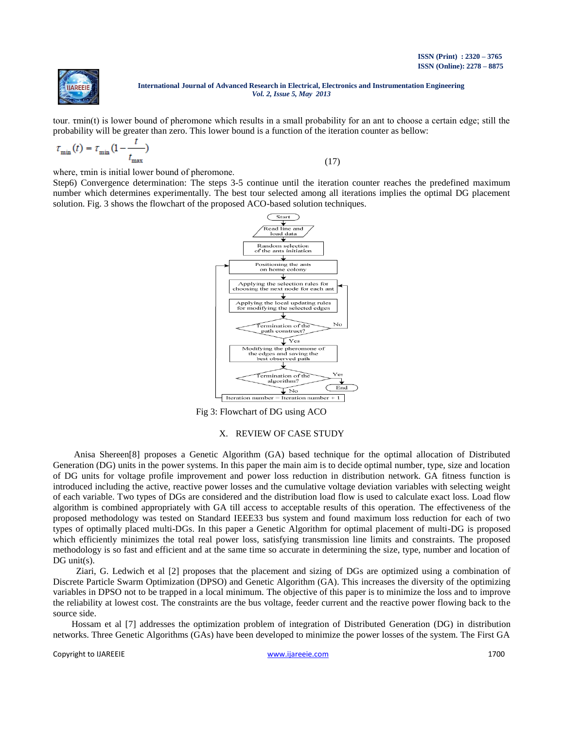tour. τmin(t) is lower bound of pheromone which results in a small probability for an ant to choose a certain edge; still the probability will be greater than zero. This lower bound is a function of the iteration counter as bellow:

$$\tau_{\min}(t) = \tau_{\min}\left(1 - \frac{t}{t_{\max}}\right) \tag{17}$$

where, τmin is initial lower bound of pheromone.

Step6) Convergence determination: The steps 3-5 continue until the iteration counter reaches the predefined maximum number which determines experimentally. The best tour selected among all iterations implies the optimal DG placement solution. Fig. 3 shows the flowchart of the proposed ACO-based solution techniques.

Fig 3: Flowchart of DG using ACO

## X. REVIEW OF CASE STUDY

Anisa Shereen[8] proposes a Genetic Algorithm (GA) based technique for the optimal allocation of Distributed Generation (DG) units in the power systems. In this paper the main aim is to decide optimal number, type, size and location of DG units for voltage profile improvement and power loss reduction in distribution network. GA fitness function is introduced including the active, reactive power losses and the cumulative voltage deviation variables with selecting weight of each variable. Two types of DGs are considered and the distribution load flow is used to calculate exact loss. Load flow algorithm is combined appropriately with GA till access to acceptable results of this operation. The effectiveness of the proposed methodology was tested on Standard IEEE33 bus system and found maximum loss reduction for each of two types of optimally placed multi-DGs. In this paper a Genetic Algorithm for optimal placement of multi-DG is proposed which efficiently minimizes the total real power loss, satisfying transmission line limits and constraints. The proposed methodology is so fast and efficient and at the same time so accurate in determining the size, type, number and location of DG unit(s).

Ziari, G. Ledwich et al [2] proposes that the placement and sizing of DGs are optimized using a combination of Discrete Particle Swarm Optimization (DPSO) and Genetic Algorithm (GA). This increases the diversity of the optimizing variables in DPSO not to be trapped in a local minimum. The objective of this paper is to minimize the loss and to improve the reliability at lowest cost. The constraints are the bus voltage, feeder current and the reactive power flowing back to the source side.

Hossam et al [7] addresses the optimization problem of integration of Distributed Generation (DG) in distribution networks. Three Genetic Algorithms (GAs) have been developed to minimize the power losses of the system. The First GA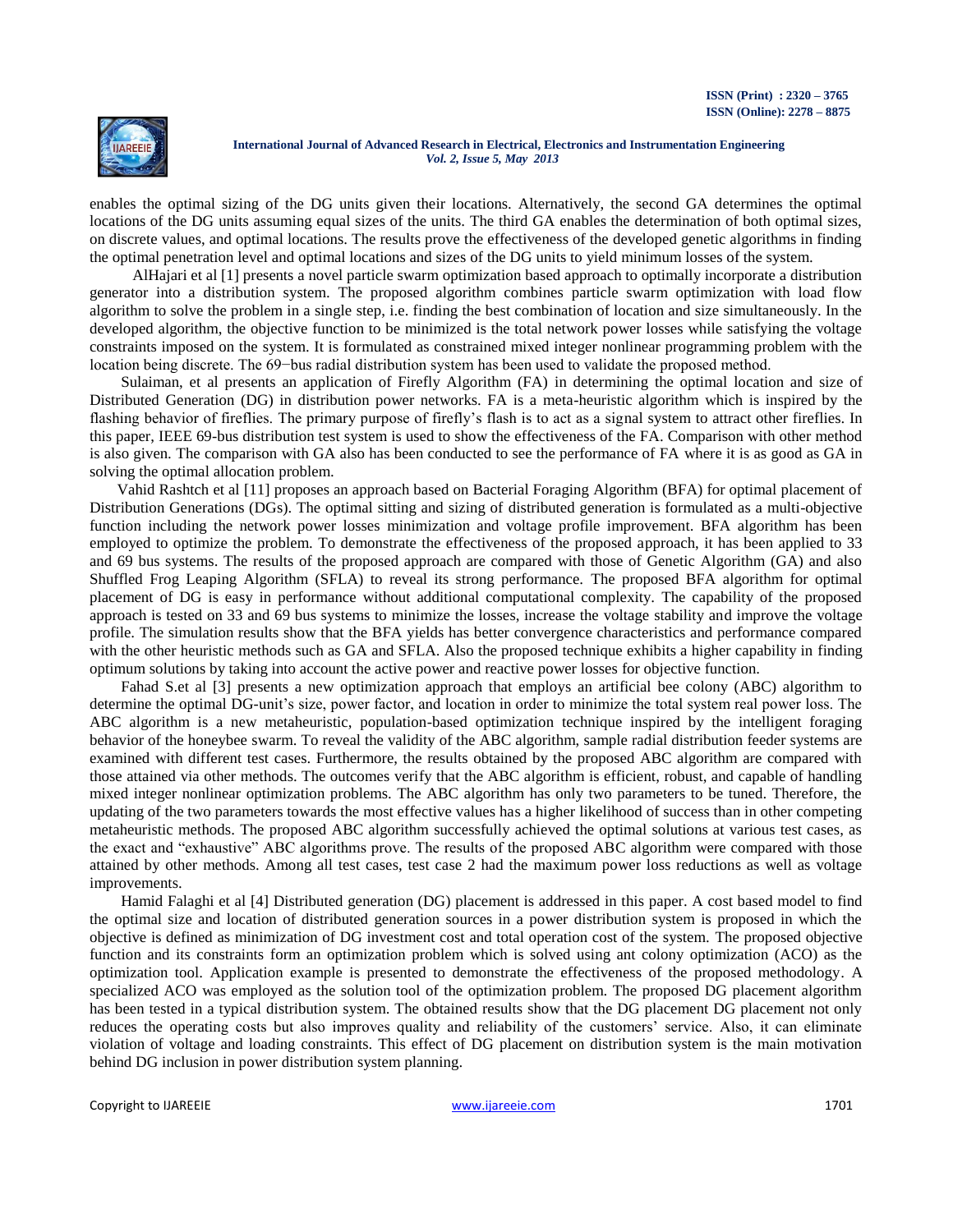enables the optimal sizing of the DG units given their locations. Alternatively, the second GA determines the optimal locations of the DG units assuming equal sizes of the units. The third GA enables the determination of both optimal sizes, on discrete values, and optimal locations. The results prove the effectiveness of the developed genetic algorithms in finding the optimal penetration level and optimal locations and sizes of the DG units to yield minimum losses of the system.

AlHajari et al [1] presents a novel particle swarm optimization based approach to optimally incorporate a distribution generator into a distribution system. The proposed algorithm combines particle swarm optimization with load flow algorithm to solve the problem in a single step, i.e. finding the best combination of location and size simultaneously. In the developed algorithm, the objective function to be minimized is the total network power losses while satisfying the voltage constraints imposed on the system. It is formulated as constrained mixed integer nonlinear programming problem with the location being discrete. The 69−bus radial distribution system has been used to validate the proposed method.

Sulaiman, et al presents an application of Firefly Algorithm (FA) in determining the optimal location and size of Distributed Generation (DG) in distribution power networks. FA is a meta-heuristic algorithm which is inspired by the flashing behavior of fireflies. The primary purpose of firefly's flash is to act as a signal system to attract other fireflies. In this paper, IEEE 69-bus distribution test system is used to show the effectiveness of the FA. Comparison with other method is also given. The comparison with GA also has been conducted to see the performance of FA where it is as good as GA in solving the optimal allocation problem.

Vahid Rashtch et al [11] proposes an approach based on Bacterial Foraging Algorithm (BFA) for optimal placement of Distribution Generations (DGs). The optimal sitting and sizing of distributed generation is formulated as a multi-objective function including the network power losses minimization and voltage profile improvement. BFA algorithm has been employed to optimize the problem. To demonstrate the effectiveness of the proposed approach, it has been applied to 33 and 69 bus systems. The results of the proposed approach are compared with those of Genetic Algorithm (GA) and also Shuffled Frog Leaping Algorithm (SFLA) to reveal its strong performance. The proposed BFA algorithm for optimal placement of DG is easy in performance without additional computational complexity. The capability of the proposed approach is tested on 33 and 69 bus systems to minimize the losses, increase the voltage stability and improve the voltage profile. The simulation results show that the BFA yields has better convergence characteristics and performance compared with the other heuristic methods such as GA and SFLA. Also the proposed technique exhibits a higher capability in finding optimum solutions by taking into account the active power and reactive power losses for objective function.

Fahad S.et al [3] presents a new optimization approach that employs an artificial bee colony (ABC) algorithm to determine the optimal DG-unit's size, power factor, and location in order to minimize the total system real power loss. The ABC algorithm is a new metaheuristic, population-based optimization technique inspired by the intelligent foraging behavior of the honeybee swarm. To reveal the validity of the ABC algorithm, sample radial distribution feeder systems are examined with different test cases. Furthermore, the results obtained by the proposed ABC algorithm are compared with those attained via other methods. The outcomes verify that the ABC algorithm is efficient, robust, and capable of handling mixed integer nonlinear optimization problems. The ABC algorithm has only two parameters to be tuned. Therefore, the updating of the two parameters towards the most effective values has a higher likelihood of success than in other competing metaheuristic methods. The proposed ABC algorithm successfully achieved the optimal solutions at various test cases, as the exact and "exhaustive" ABC algorithms prove. The results of the proposed ABC algorithm were compared with those attained by other methods. Among all test cases, test case 2 had the maximum power loss reductions as well as voltage improvements.

Hamid Falaghi et al [4] Distributed generation (DG) placement is addressed in this paper. A cost based model to find the optimal size and location of distributed generation sources in a power distribution system is proposed in which the objective is defined as minimization of DG investment cost and total operation cost of the system. The proposed objective function and its constraints form an optimization problem which is solved using ant colony optimization (ACO) as the optimization tool. Application example is presented to demonstrate the effectiveness of the proposed methodology. A specialized ACO was employed as the solution tool of the optimization problem. The proposed DG placement algorithm has been tested in a typical distribution system. The obtained results show that the DG placement DG placement not only reduces the operating costs but also improves quality and reliability of the customers' service. Also, it can eliminate violation of voltage and loading constraints. This effect of DG placement on distribution system is the main motivation behind DG inclusion in power distribution system planning.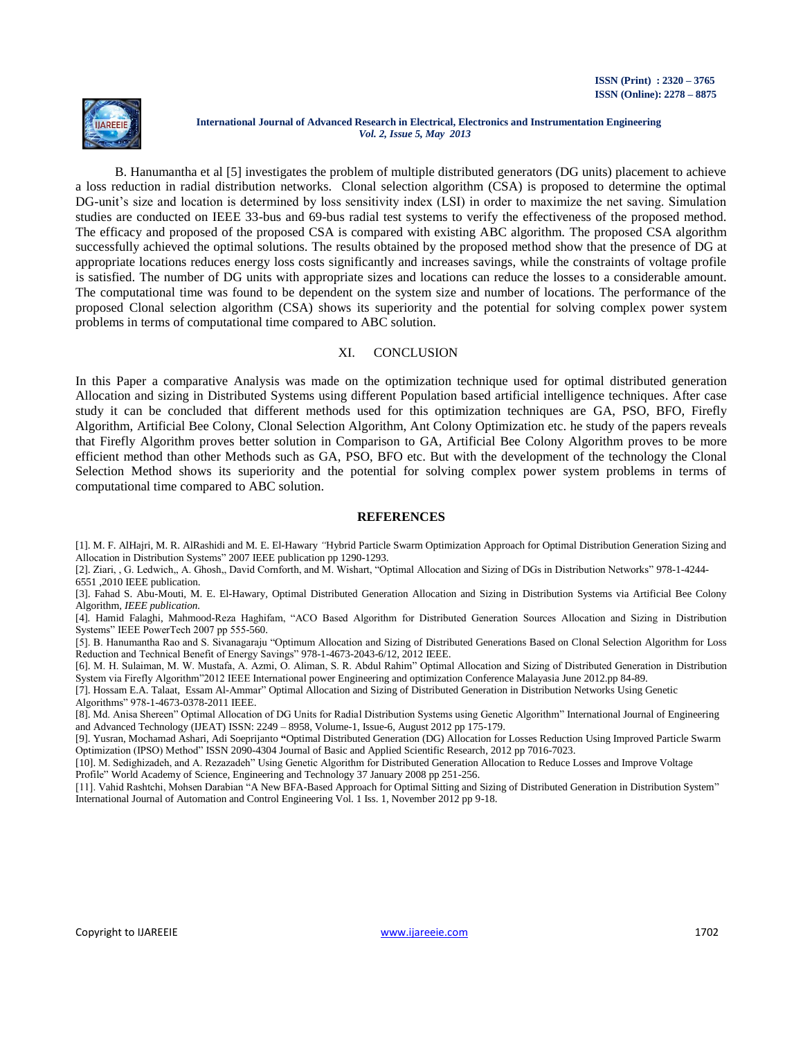B. Hanumantha et al [5] investigates the problem of multiple distributed generators (DG units) placement to achieve a loss reduction in radial distribution networks. Clonal selection algorithm (CSA) is proposed to determine the optimal DG-unit's size and location is determined by loss sensitivity index (LSI) in order to maximize the net saving. Simulation studies are conducted on IEEE 33-bus and 69-bus radial test systems to verify the effectiveness of the proposed method. The efficacy and proposed of the proposed CSA is compared with existing ABC algorithm. The proposed CSA algorithm successfully achieved the optimal solutions. The results obtained by the proposed method show that the presence of DG at appropriate locations reduces energy loss costs significantly and increases savings, while the constraints of voltage profile is satisfied. The number of DG units with appropriate sizes and locations can reduce the losses to a considerable amount. The computational time was found to be dependent on the system size and number of locations. The performance of the proposed Clonal selection algorithm (CSA) shows its superiority and the potential for solving complex power system problems in terms of computational time compared to ABC solution.

## XI. CONCLUSION

In this Paper a comparative Analysis was made on the optimization technique used for optimal distributed generation Allocation and sizing in Distributed Systems using different Population based artificial intelligence techniques. After case study it can be concluded that different methods used for this optimization techniques are GA, PSO, BFO, Firefly Algorithm, Artificial Bee Colony, Clonal Selection Algorithm, Ant Colony Optimization etc. he study of the papers reveals that Firefly Algorithm proves better solution in Comparison to GA, Artificial Bee Colony Algorithm proves to be more efficient method than other Methods such as GA, PSO, BFO etc. But with the development of the technology the Clonal Selection Method shows its superiority and the potential for solving complex power system problems in terms of computational time compared to ABC solution.

## REFERENCES

[1]. M. F. AlHajri, M. R. AlRashidi and M. E. El-Hawary *"*Hybrid Particle Swarm Optimization Approach for Optimal Distribution Generation Sizing and Allocation in Distribution Systems" 2007 IEEE publication pp 1290-1293.

[2]. Ziari, , G. Ledwich,, A. Ghosh,, David Cornforth, and M. Wishart, "Optimal Allocation and Sizing of DGs in Distribution Networks" 978-1-4244-6551 ,2010 IEEE publication.

[3]. Fahad S. Abu-Mouti, M. E. El-Hawary, Optimal Distributed Generation Allocation and Sizing in Distribution Systems via Artificial Bee Colony Algorithm, *IEEE publication.*

[4]. Hamid Falaghi, Mahmood-Reza Haghifam, "ACO Based Algorithm for Distributed Generation Sources Allocation and Sizing in Distribution Systems" IEEE PowerTech 2007 pp 555-560.

[5]. B. Hanumantha Rao and S. Sivanagaraju "Optimum Allocation and Sizing of Distributed Generations Based on Clonal Selection Algorithm for Loss Reduction and Technical Benefit of Energy Savings" 978-1-4673-2043-6/12, 2012 IEEE.

[6]. M. H. Sulaiman, M. W. Mustafa, A. Azmi, O. Aliman, S. R. Abdul Rahim" Optimal Allocation and Sizing of Distributed Generation in Distribution System via Firefly Algorithm"2012 IEEE International power Engineering and optimization Conference Malayasia June 2012.pp 84-89.

[7]. Hossam E.A. Talaat, Essam Al-Ammar" Optimal Allocation and Sizing of Distributed Generation in Distribution Networks Using Genetic Algorithms" 978-1-4673-0378-2011 IEEE.

[8]. Md. Anisa Shereen" Optimal Allocation of DG Units for Radial Distribution Systems using Genetic Algorithm" International Journal of Engineering and Advanced Technology (IJEAT) ISSN: 2249 – 8958, Volume-1, Issue-6, August 2012 pp 175-179.

[9]. Yusran, Mochamad Ashari, Adi Soeprijanto **"**Optimal Distributed Generation (DG) Allocation for Losses Reduction Using Improved Particle Swarm Optimization (IPSO) Method" ISSN 2090-4304 Journal of Basic and Applied Scientific Research, 2012 pp 7016-7023.

[10]. M. Sedighizadeh, and A. Rezazadeh" Using Genetic Algorithm for Distributed Generation Allocation to Reduce Losses and Improve Voltage Profile" World Academy of Science, Engineering and Technology 37 January 2008 pp 251-256.

[11]. Vahid Rashtchi, Mohsen Darabian "A New BFA-Based Approach for Optimal Sitting and Sizing of Distributed Generation in Distribution System" International Journal of Automation and Control Engineering Vol. 1 Iss. 1, November 2012 pp 9-18.